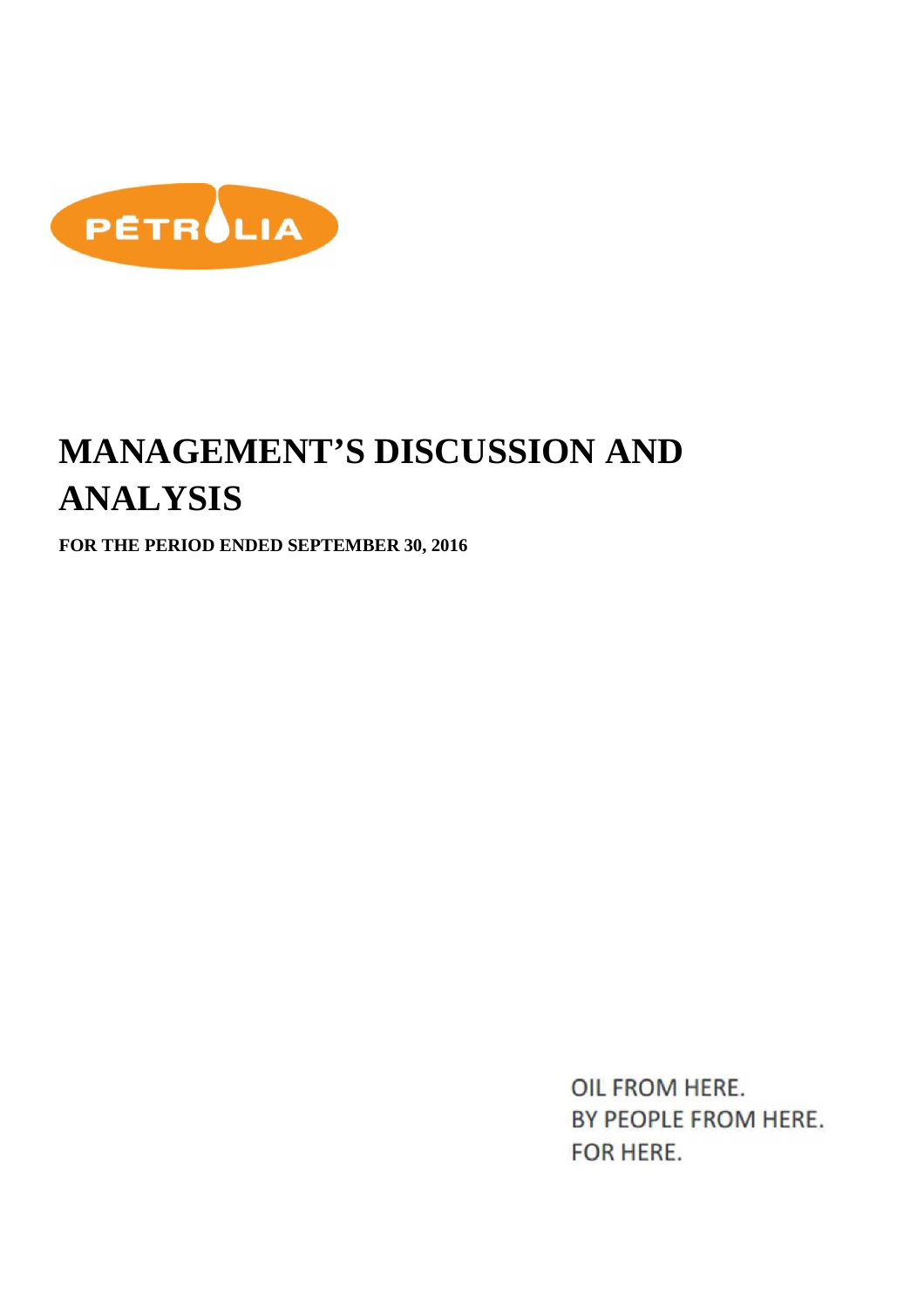PÉTROLIA

# MANAGEMENT'S DISCUSSION AND ANALYSIS

**FOR THE PERIOD ENDED SEPTEMBER 30, 2016**

OIL FROM HERE.
BY PEOPLE FROM HERE.
FOR HERE.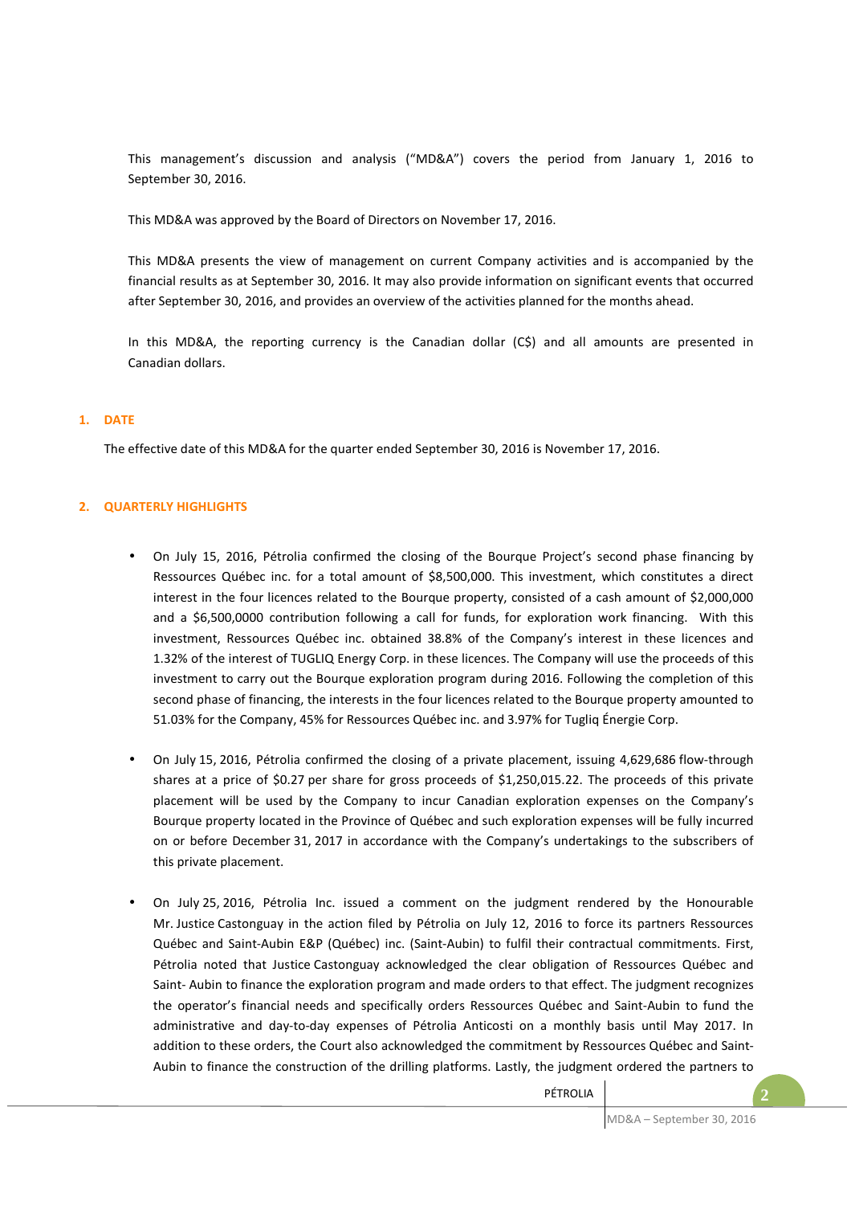This management's discussion and analysis ("MD&A") covers the period from January 1, 2016 to September 30, 2016.

This MD&A was approved by the Board of Directors on November 17, 2016.

This MD&A presents the view of management on current Company activities and is accompanied by the financial results as at September 30, 2016. It may also provide information on significant events that occurred after September 30, 2016, and provides an overview of the activities planned for the months ahead.

In this MD&A, the reporting currency is the Canadian dollar (C$) and all amounts are presented in Canadian dollars.

## 1. DATE

The effective date of this MD&A for the quarter ended September 30, 2016 is November 17, 2016.

## 2. QUARTERLY HIGHLIGHTS

- On July 15, 2016, Pétrolia confirmed the closing of the Bourque Project's second phase financing by Ressources Québec inc. for a total amount of $8,500,000. This investment, which constitutes a direct interest in the four licences related to the Bourque property, consisted of a cash amount of $2,000,000 and a $6,500,0000 contribution following a call for funds, for exploration work financing. With this investment, Ressources Québec inc. obtained 38.8% of the Company's interest in these licences and 1.32% of the interest of TUGLIQ Energy Corp. in these licences. The Company will use the proceeds of this investment to carry out the Bourque exploration program during 2016. Following the completion of this second phase of financing, the interests in the four licences related to the Bourque property amounted to 51.03% for the Company, 45% for Ressources Québec inc. and 3.97% for Tugliq Énergie Corp.

- On July 15, 2016, Pétrolia confirmed the closing of a private placement, issuing 4,629,686 flow-through shares at a price of $0.27 per share for gross proceeds of $1,250,015.22. The proceeds of this private placement will be used by the Company to incur Canadian exploration expenses on the Company's Bourque property located in the Province of Québec and such exploration expenses will be fully incurred on or before December 31, 2017 in accordance with the Company's undertakings to the subscribers of this private placement.

- On July 25, 2016, Pétrolia Inc. issued a comment on the judgment rendered by the Honourable Mr. Justice Castonguay in the action filed by Pétrolia on July 12, 2016 to force its partners Ressources Québec and Saint-Aubin E&P (Québec) inc. (Saint-Aubin) to fulfil their contractual commitments. First, Pétrolia noted that Justice Castonguay acknowledged the clear obligation of Ressources Québec and Saint- Aubin to finance the exploration program and made orders to that effect. The judgment recognizes the operator's financial needs and specifically orders Ressources Québec and Saint-Aubin to fund the administrative and day-to-day expenses of Pétrolia Anticosti on a monthly basis until May 2017. In addition to these orders, the Court also acknowledged the commitment by Ressources Québec and Saint-Aubin to finance the construction of the drilling platforms. Lastly, the judgment ordered the partners to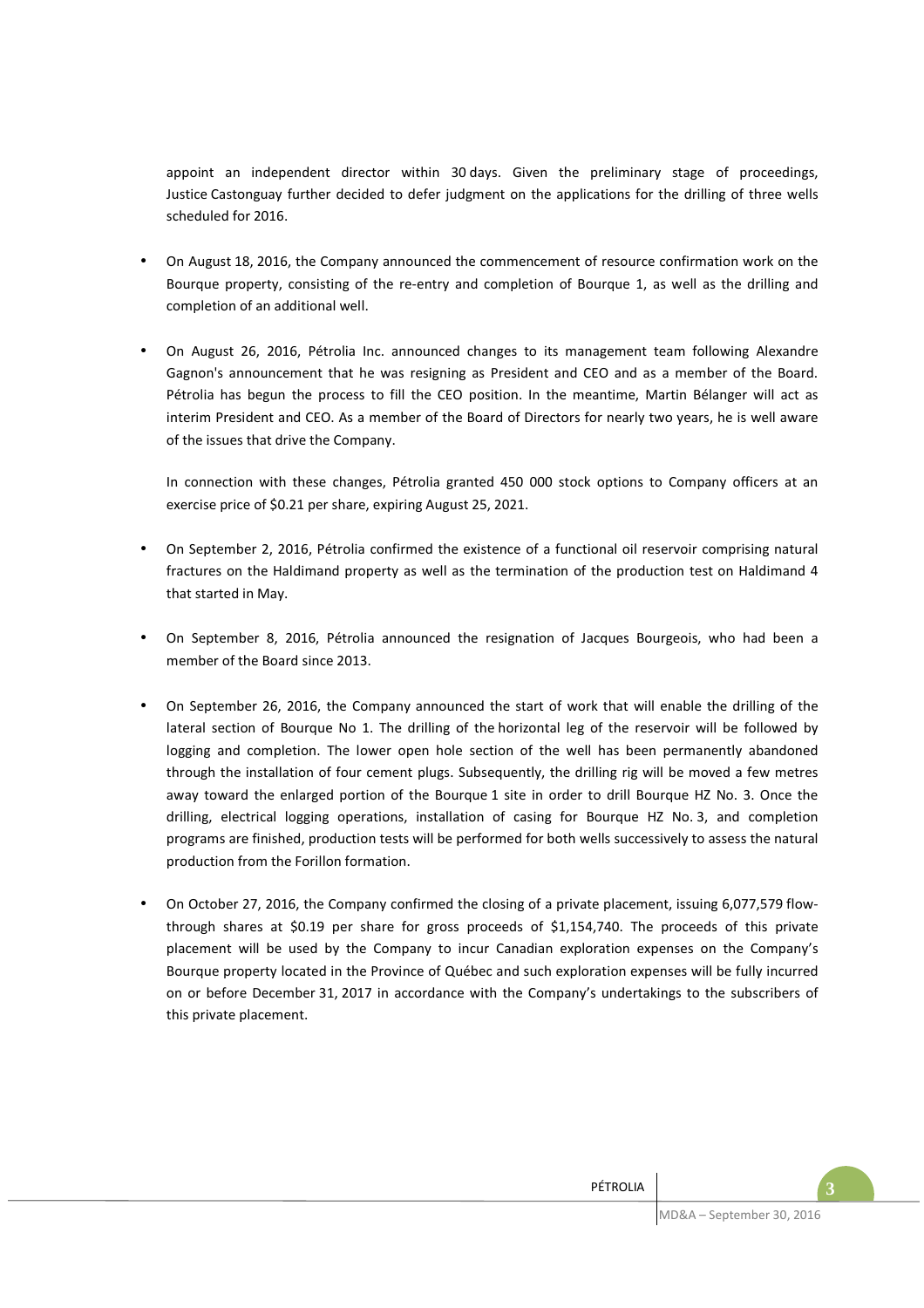appoint an independent director within 30 days. Given the preliminary stage of proceedings, Justice Castonguay further decided to defer judgment on the applications for the drilling of three wells scheduled for 2016.

- On August 18, 2016, the Company announced the commencement of resource confirmation work on the Bourque property, consisting of the re-entry and completion of Bourque 1, as well as the drilling and completion of an additional well.

- On August 26, 2016, Pétrolia Inc. announced changes to its management team following Alexandre Gagnon's announcement that he was resigning as President and CEO and as a member of the Board. Pétrolia has begun the process to fill the CEO position. In the meantime, Martin Bélanger will act as interim President and CEO. As a member of the Board of Directors for nearly two years, he is well aware of the issues that drive the Company.

  In connection with these changes, Pétrolia granted 450 000 stock options to Company officers at an exercise price of $0.21 per share, expiring August 25, 2021.

- On September 2, 2016, Pétrolia confirmed the existence of a functional oil reservoir comprising natural fractures on the Haldimand property as well as the termination of the production test on Haldimand 4 that started in May.

- On September 8, 2016, Pétrolia announced the resignation of Jacques Bourgeois, who had been a member of the Board since 2013.

- On September 26, 2016, the Company announced the start of work that will enable the drilling of the lateral section of Bourque No 1. The drilling of the horizontal leg of the reservoir will be followed by logging and completion. The lower open hole section of the well has been permanently abandoned through the installation of four cement plugs. Subsequently, the drilling rig will be moved a few metres away toward the enlarged portion of the Bourque 1 site in order to drill Bourque HZ No. 3. Once the drilling, electrical logging operations, installation of casing for Bourque HZ No. 3, and completion programs are finished, production tests will be performed for both wells successively to assess the natural production from the Forillon formation.

- On October 27, 2016, the Company confirmed the closing of a private placement, issuing 6,077,579 flow-through shares at $0.19 per share for gross proceeds of $1,154,740. The proceeds of this private placement will be used by the Company to incur Canadian exploration expenses on the Company's Bourque property located in the Province of Québec and such exploration expenses will be fully incurred on or before December 31, 2017 in accordance with the Company's undertakings to the subscribers of this private placement.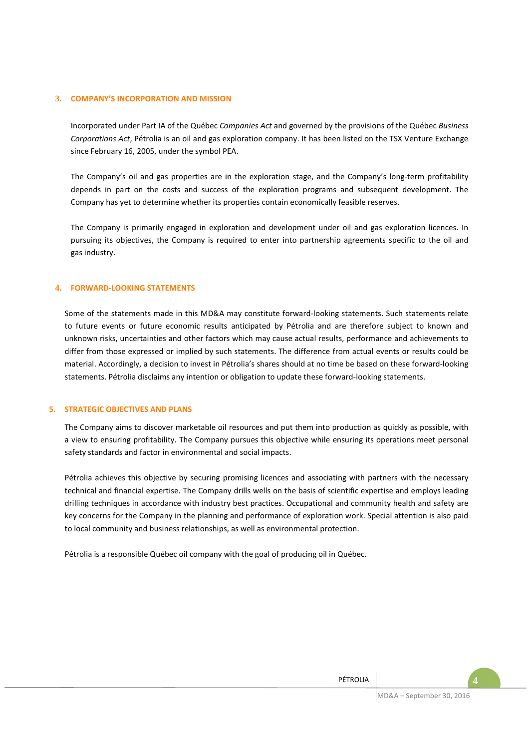## 3. COMPANY'S INCORPORATION AND MISSION

Incorporated under Part IA of the Québec *Companies Act* and governed by the provisions of the Québec *Business Corporations Act*, Pétrolia is an oil and gas exploration company. It has been listed on the TSX Venture Exchange since February 16, 2005, under the symbol PEA.

The Company's oil and gas properties are in the exploration stage, and the Company's long-term profitability depends in part on the costs and success of the exploration programs and subsequent development. The Company has yet to determine whether its properties contain economically feasible reserves.

The Company is primarily engaged in exploration and development under oil and gas exploration licences. In pursuing its objectives, the Company is required to enter into partnership agreements specific to the oil and gas industry.

## 4. FORWARD-LOOKING STATEMENTS

Some of the statements made in this MD&A may constitute forward-looking statements. Such statements relate to future events or future economic results anticipated by Pétrolia and are therefore subject to known and unknown risks, uncertainties and other factors which may cause actual results, performance and achievements to differ from those expressed or implied by such statements. The difference from actual events or results could be material. Accordingly, a decision to invest in Pétrolia's shares should at no time be based on these forward-looking statements. Pétrolia disclaims any intention or obligation to update these forward-looking statements.

## 5. STRATEGIC OBJECTIVES AND PLANS

The Company aims to discover marketable oil resources and put them into production as quickly as possible, with a view to ensuring profitability. The Company pursues this objective while ensuring its operations meet personal safety standards and factor in environmental and social impacts.

Pétrolia achieves this objective by securing promising licences and associating with partners with the necessary technical and financial expertise. The Company drills wells on the basis of scientific expertise and employs leading drilling techniques in accordance with industry best practices. Occupational and community health and safety are key concerns for the Company in the planning and performance of exploration work. Special attention is also paid to local community and business relationships, as well as environmental protection.

Pétrolia is a responsible Québec oil company with the goal of producing oil in Québec.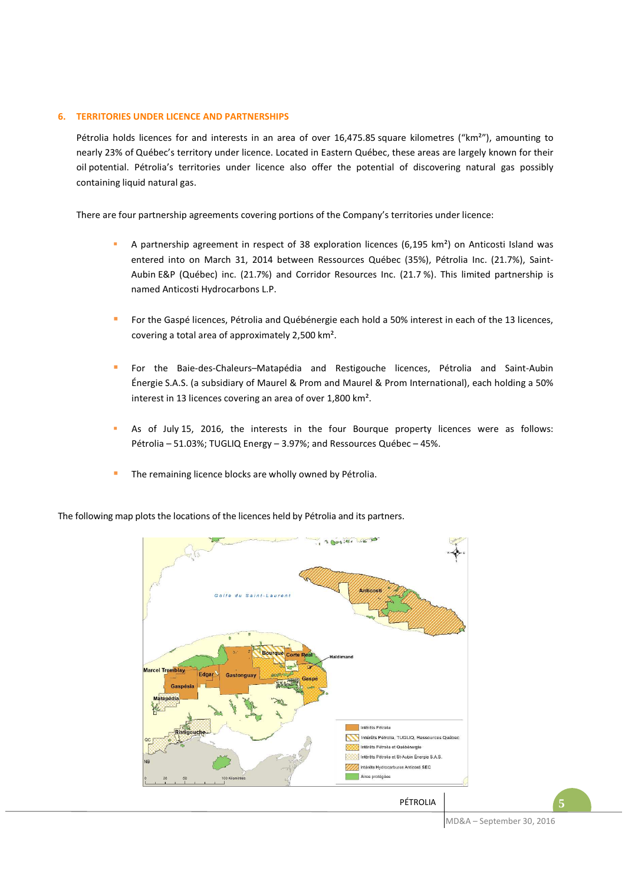## 6. TERRITORIES UNDER LICENCE AND PARTNERSHIPS

Pétrolia holds licences for and interests in an area of over 16,475.85 square kilometres ("km²"), amounting to nearly 23% of Québec's territory under licence. Located in Eastern Québec, these areas are largely known for their oil potential. Pétrolia's territories under licence also offer the potential of discovering natural gas possibly containing liquid natural gas.

There are four partnership agreements covering portions of the Company's territories under licence:

- A partnership agreement in respect of 38 exploration licences (6,195 km²) on Anticosti Island was entered into on March 31, 2014 between Ressources Québec (35%), Pétrolia Inc. (21.7%), Saint-Aubin E&P (Québec) inc. (21.7%) and Corridor Resources Inc. (21.7 %). This limited partnership is named Anticosti Hydrocarbons L.P.
- For the Gaspé licences, Pétrolia and Québénergie each hold a 50% interest in each of the 13 licences, covering a total area of approximately 2,500 km².
- For the Baie-des-Chaleurs–Matapédia and Restigouche licences, Pétrolia and Saint-Aubin Énergie S.A.S. (a subsidiary of Maurel & Prom and Maurel & Prom International), each holding a 50% interest in 13 licences covering an area of over 1,800 km².
- As of July 15, 2016, the interests in the four Bourque property licences were as follows: Pétrolia – 51.03%; TUGLIQ Energy – 3.97%; and Ressources Québec – 45%.
- The remaining licence blocks are wholly owned by Pétrolia.

The following map plots the locations of the licences held by Pétrolia and its partners.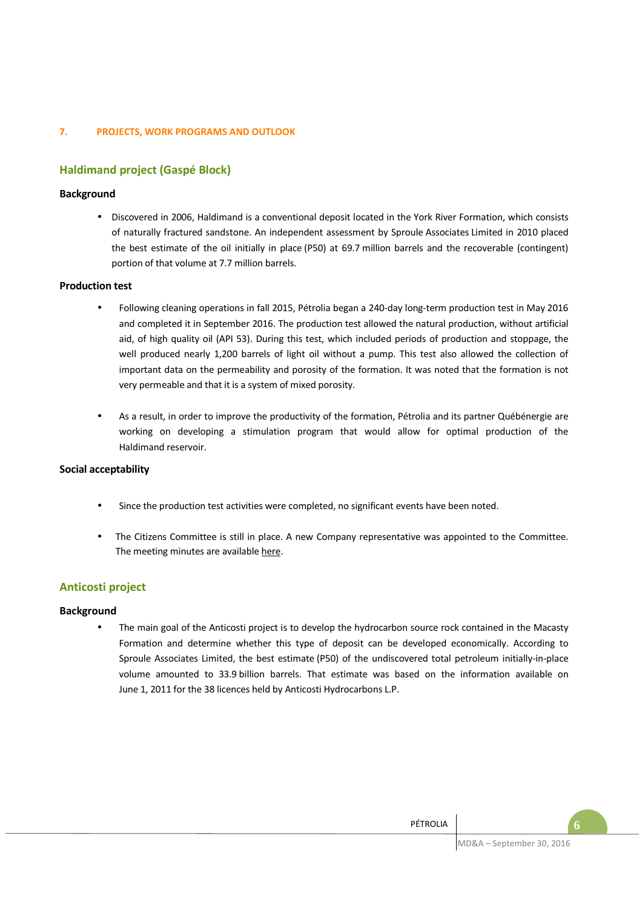## 7. PROJECTS, WORK PROGRAMS AND OUTLOOK

### Haldimand project (Gaspé Block)

#### Background

- Discovered in 2006, Haldimand is a conventional deposit located in the York River Formation, which consists of naturally fractured sandstone. An independent assessment by Sproule Associates Limited in 2010 placed the best estimate of the oil initially in place (P50) at 69.7 million barrels and the recoverable (contingent) portion of that volume at 7.7 million barrels.

#### Production test

- Following cleaning operations in fall 2015, Pétrolia began a 240-day long-term production test in May 2016 and completed it in September 2016. The production test allowed the natural production, without artificial aid, of high quality oil (API 53). During this test, which included periods of production and stoppage, the well produced nearly 1,200 barrels of light oil without a pump. This test also allowed the collection of important data on the permeability and porosity of the formation. It was noted that the formation is not very permeable and that it is a system of mixed porosity.

- As a result, in order to improve the productivity of the formation, Pétrolia and its partner Québénergie are working on developing a stimulation program that would allow for optimal production of the Haldimand reservoir.

#### Social acceptability

- Since the production test activities were completed, no significant events have been noted.

- The Citizens Committee is still in place. A new Company representative was appointed to the Committee. The meeting minutes are available here.

### Anticosti project

#### Background

- The main goal of the Anticosti project is to develop the hydrocarbon source rock contained in the Macasty Formation and determine whether this type of deposit can be developed economically. According to Sproule Associates Limited, the best estimate (P50) of the undiscovered total petroleum initially-in-place volume amounted to 33.9 billion barrels. That estimate was based on the information available on June 1, 2011 for the 38 licences held by Anticosti Hydrocarbons L.P.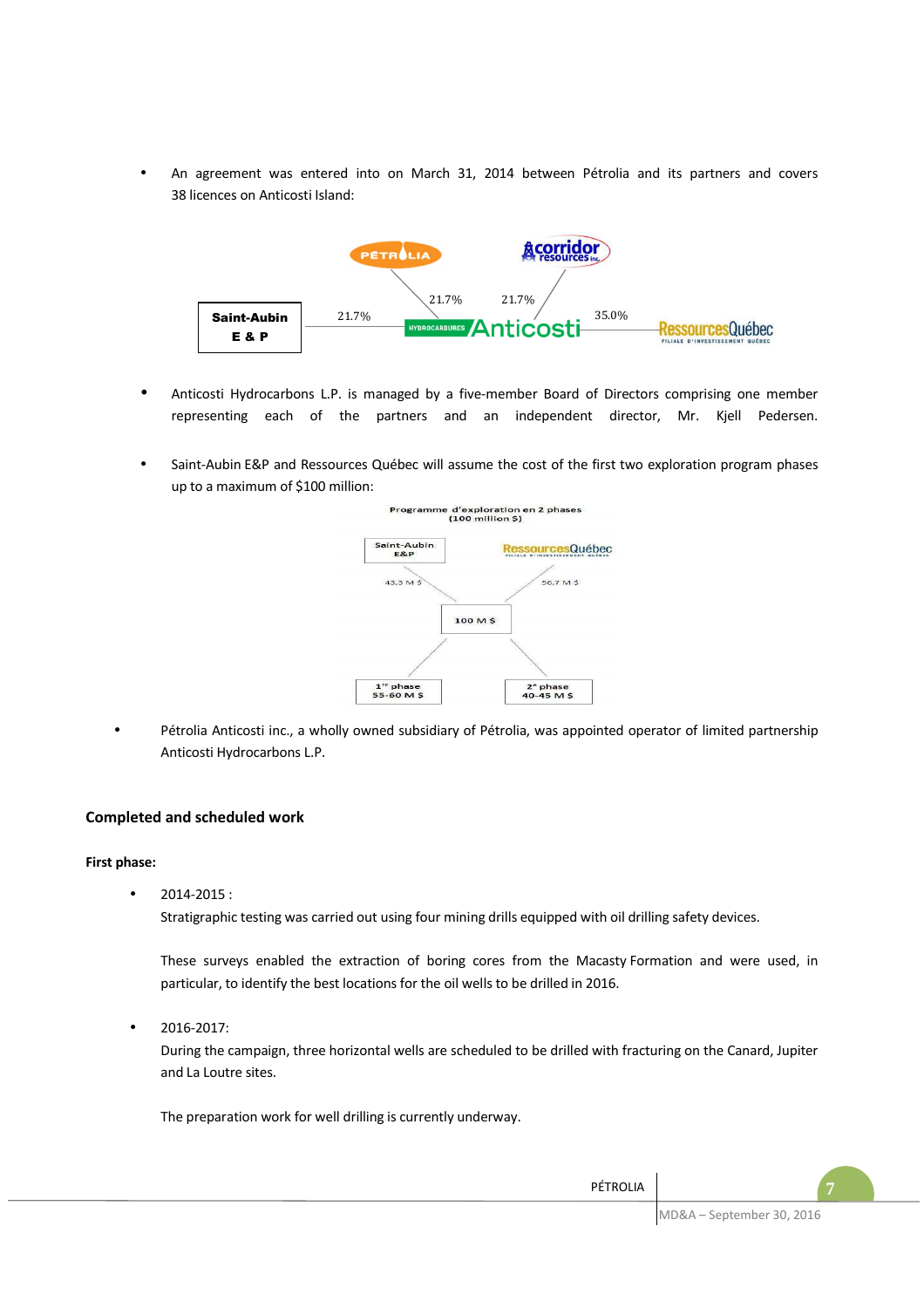- An agreement was entered into on March 31, 2014 between Pétrolia and its partners and covers 38 licences on Anticosti Island:

Saint-Aubin E & P — 21.7% — PÉTROLIA — 21.7% — Corridor resources inc. — 21.7% — Hydrocarbures Anticosti — 35.0% — Ressources Québec (Filiale d'investissement Québec)

- Anticosti Hydrocarbons L.P. is managed by a five-member Board of Directors comprising one member representing each of the partners and an independent director, Mr. Kjell Pedersen.

- Saint-Aubin E&P and Ressources Québec will assume the cost of the first two exploration program phases up to a maximum of $100 million:

Programme d'exploration en 2 phases (100 million $)

Saint-Aubin E&P: 43,3 M $ — Ressources Québec: 56,7 M $ — 100 M $ — 1[er] phase 55-60 M $ — 2[e] phase 40-45 M $

- Pétrolia Anticosti inc., a wholly owned subsidiary of Pétrolia, was appointed operator of limited partnership Anticosti Hydrocarbons L.P.

## Completed and scheduled work

**First phase:**

- 2014-2015 :
  Stratigraphic testing was carried out using four mining drills equipped with oil drilling safety devices.

  These surveys enabled the extraction of boring cores from the Macasty Formation and were used, in particular, to identify the best locations for the oil wells to be drilled in 2016.

- 2016-2017:
  During the campaign, three horizontal wells are scheduled to be drilled with fracturing on the Canard, Jupiter and La Loutre sites.

  The preparation work for well drilling is currently underway.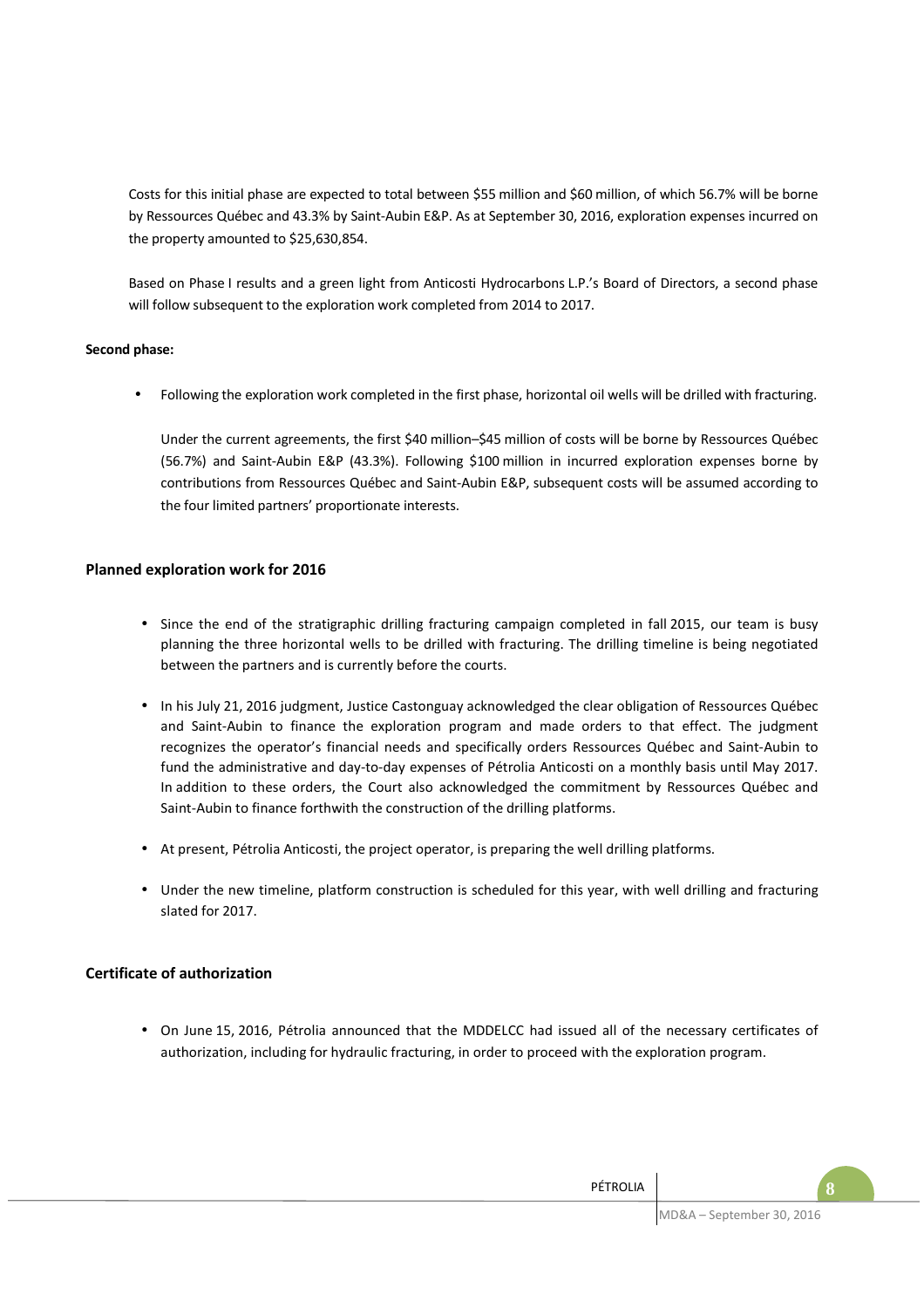Costs for this initial phase are expected to total between $55 million and $60 million, of which 56.7% will be borne by Ressources Québec and 43.3% by Saint-Aubin E&P. As at September 30, 2016, exploration expenses incurred on the property amounted to $25,630,854.

Based on Phase I results and a green light from Anticosti Hydrocarbons L.P.'s Board of Directors, a second phase will follow subsequent to the exploration work completed from 2014 to 2017.

**Second phase:**

- Following the exploration work completed in the first phase, horizontal oil wells will be drilled with fracturing.

  Under the current agreements, the first $40 million–$45 million of costs will be borne by Ressources Québec (56.7%) and Saint-Aubin E&P (43.3%). Following $100 million in incurred exploration expenses borne by contributions from Ressources Québec and Saint-Aubin E&P, subsequent costs will be assumed according to the four limited partners' proportionate interests.

### Planned exploration work for 2016

- Since the end of the stratigraphic drilling fracturing campaign completed in fall 2015, our team is busy planning the three horizontal wells to be drilled with fracturing. The drilling timeline is being negotiated between the partners and is currently before the courts.
- In his July 21, 2016 judgment, Justice Castonguay acknowledged the clear obligation of Ressources Québec and Saint-Aubin to finance the exploration program and made orders to that effect. The judgment recognizes the operator's financial needs and specifically orders Ressources Québec and Saint-Aubin to fund the administrative and day-to-day expenses of Pétrolia Anticosti on a monthly basis until May 2017. In addition to these orders, the Court also acknowledged the commitment by Ressources Québec and Saint-Aubin to finance forthwith the construction of the drilling platforms.
- At present, Pétrolia Anticosti, the project operator, is preparing the well drilling platforms.
- Under the new timeline, platform construction is scheduled for this year, with well drilling and fracturing slated for 2017.

### Certificate of authorization

- On June 15, 2016, Pétrolia announced that the MDDELCC had issued all of the necessary certificates of authorization, including for hydraulic fracturing, in order to proceed with the exploration program.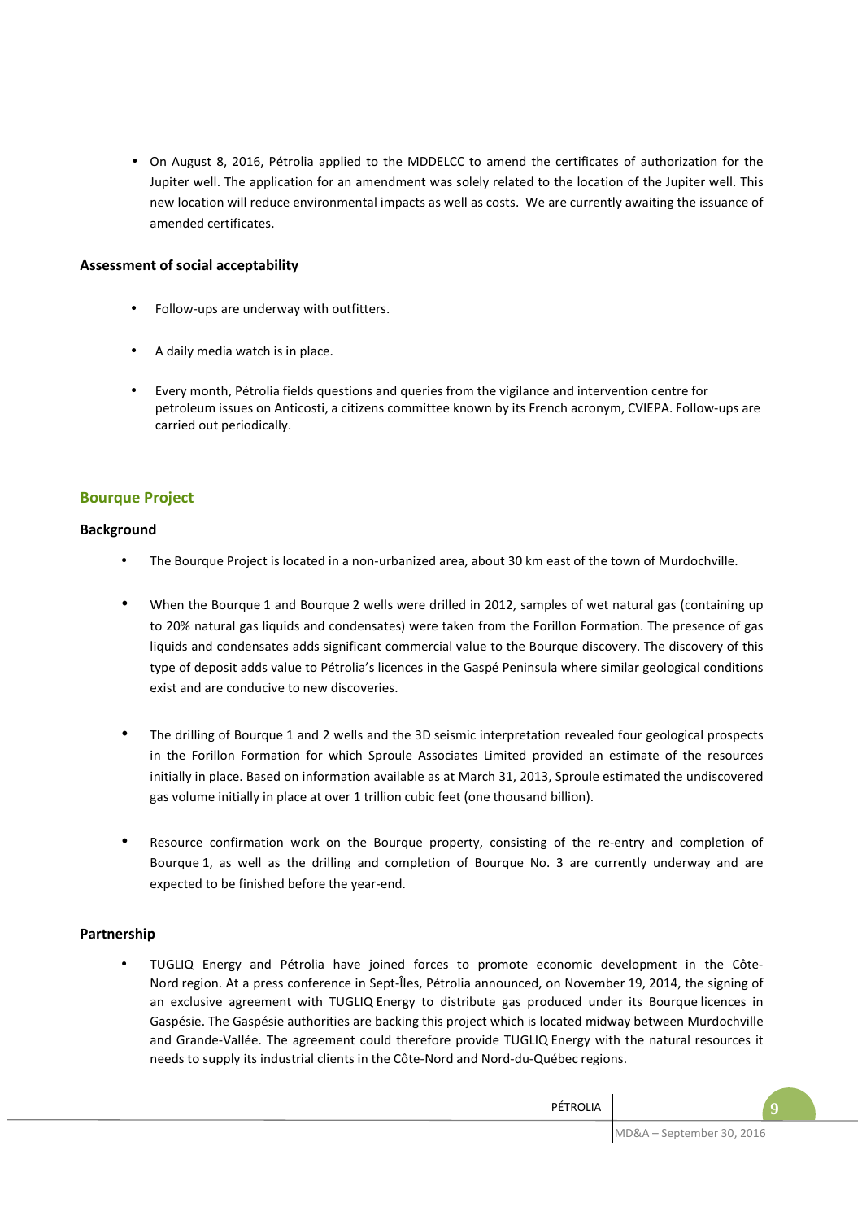- On August 8, 2016, Pétrolia applied to the MDDELCC to amend the certificates of authorization for the Jupiter well. The application for an amendment was solely related to the location of the Jupiter well. This new location will reduce environmental impacts as well as costs. We are currently awaiting the issuance of amended certificates.

### Assessment of social acceptability

- Follow-ups are underway with outfitters.
- A daily media watch is in place.
- Every month, Pétrolia fields questions and queries from the vigilance and intervention centre for petroleum issues on Anticosti, a citizens committee known by its French acronym, CVIEPA. Follow-ups are carried out periodically.

## Bourque Project

### Background

- The Bourque Project is located in a non-urbanized area, about 30 km east of the town of Murdochville.
- When the Bourque 1 and Bourque 2 wells were drilled in 2012, samples of wet natural gas (containing up to 20% natural gas liquids and condensates) were taken from the Forillon Formation. The presence of gas liquids and condensates adds significant commercial value to the Bourque discovery. The discovery of this type of deposit adds value to Pétrolia's licences in the Gaspé Peninsula where similar geological conditions exist and are conducive to new discoveries.
- The drilling of Bourque 1 and 2 wells and the 3D seismic interpretation revealed four geological prospects in the Forillon Formation for which Sproule Associates Limited provided an estimate of the resources initially in place. Based on information available as at March 31, 2013, Sproule estimated the undiscovered gas volume initially in place at over 1 trillion cubic feet (one thousand billion).
- Resource confirmation work on the Bourque property, consisting of the re-entry and completion of Bourque 1, as well as the drilling and completion of Bourque No. 3 are currently underway and are expected to be finished before the year-end.

### Partnership

- TUGLIQ Energy and Pétrolia have joined forces to promote economic development in the Côte-Nord region. At a press conference in Sept-Îles, Pétrolia announced, on November 19, 2014, the signing of an exclusive agreement with TUGLIQ Energy to distribute gas produced under its Bourque licences in Gaspésie. The Gaspésie authorities are backing this project which is located midway between Murdochville and Grande-Vallée. The agreement could therefore provide TUGLIQ Energy with the natural resources it needs to supply its industrial clients in the Côte-Nord and Nord-du-Québec regions.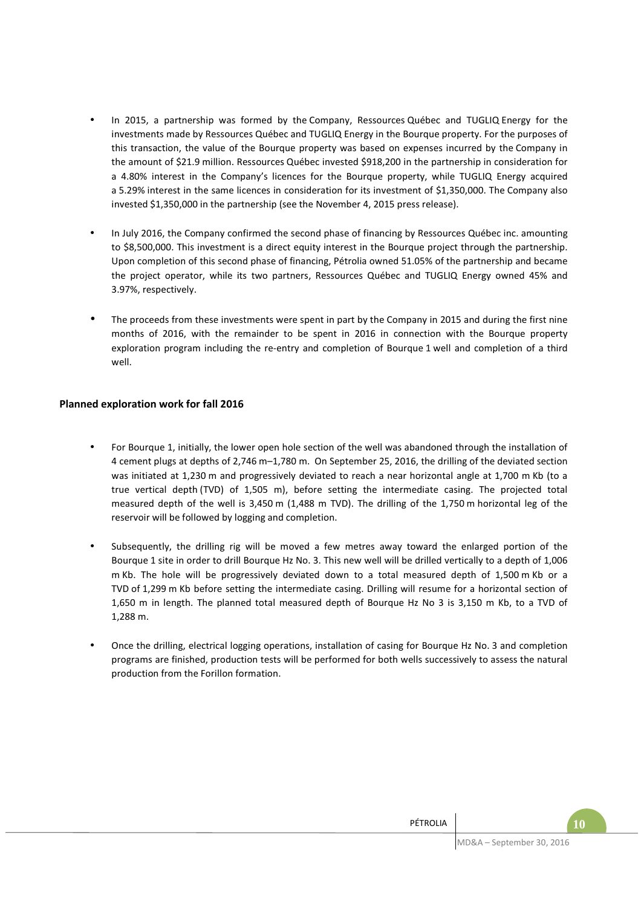- In 2015, a partnership was formed by the Company, Ressources Québec and TUGLIQ Energy for the investments made by Ressources Québec and TUGLIQ Energy in the Bourque property. For the purposes of this transaction, the value of the Bourque property was based on expenses incurred by the Company in the amount of $21.9 million. Ressources Québec invested $918,200 in the partnership in consideration for a 4.80% interest in the Company's licences for the Bourque property, while TUGLIQ Energy acquired a 5.29% interest in the same licences in consideration for its investment of $1,350,000. The Company also invested $1,350,000 in the partnership (see the November 4, 2015 press release).

- In July 2016, the Company confirmed the second phase of financing by Ressources Québec inc. amounting to $8,500,000. This investment is a direct equity interest in the Bourque project through the partnership. Upon completion of this second phase of financing, Pétrolia owned 51.05% of the partnership and became the project operator, while its two partners, Ressources Québec and TUGLIQ Energy owned 45% and 3.97%, respectively.

- The proceeds from these investments were spent in part by the Company in 2015 and during the first nine months of 2016, with the remainder to be spent in 2016 in connection with the Bourque property exploration program including the re-entry and completion of Bourque 1 well and completion of a third well.

**Planned exploration work for fall 2016**

- For Bourque 1, initially, the lower open hole section of the well was abandoned through the installation of 4 cement plugs at depths of 2,746 m–1,780 m. On September 25, 2016, the drilling of the deviated section was initiated at 1,230 m and progressively deviated to reach a near horizontal angle at 1,700 m Kb (to a true vertical depth (TVD) of 1,505 m), before setting the intermediate casing. The projected total measured depth of the well is 3,450 m (1,488 m TVD). The drilling of the 1,750 m horizontal leg of the reservoir will be followed by logging and completion.

- Subsequently, the drilling rig will be moved a few metres away toward the enlarged portion of the Bourque 1 site in order to drill Bourque Hz No. 3. This new well will be drilled vertically to a depth of 1,006 m Kb. The hole will be progressively deviated down to a total measured depth of 1,500 m Kb or a TVD of 1,299 m Kb before setting the intermediate casing. Drilling will resume for a horizontal section of 1,650 m in length. The planned total measured depth of Bourque Hz No 3 is 3,150 m Kb, to a TVD of 1,288 m.

- Once the drilling, electrical logging operations, installation of casing for Bourque Hz No. 3 and completion programs are finished, production tests will be performed for both wells successively to assess the natural production from the Forillon formation.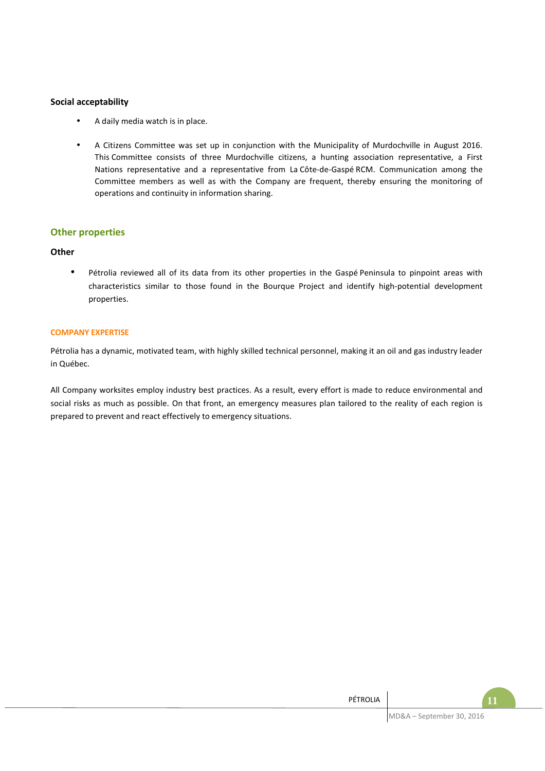**Social acceptability**

- A daily media watch is in place.

- A Citizens Committee was set up in conjunction with the Municipality of Murdochville in August 2016. This Committee consists of three Murdochville citizens, a hunting association representative, a First Nations representative and a representative from La Côte-de-Gaspé RCM. Communication among the Committee members as well as with the Company are frequent, thereby ensuring the monitoring of operations and continuity in information sharing.

## Other properties

**Other**

- Pétrolia reviewed all of its data from its other properties in the Gaspé Peninsula to pinpoint areas with characteristics similar to those found in the Bourque Project and identify high-potential development properties.

### COMPANY EXPERTISE

Pétrolia has a dynamic, motivated team, with highly skilled technical personnel, making it an oil and gas industry leader in Québec.

All Company worksites employ industry best practices. As a result, every effort is made to reduce environmental and social risks as much as possible. On that front, an emergency measures plan tailored to the reality of each region is prepared to prevent and react effectively to emergency situations.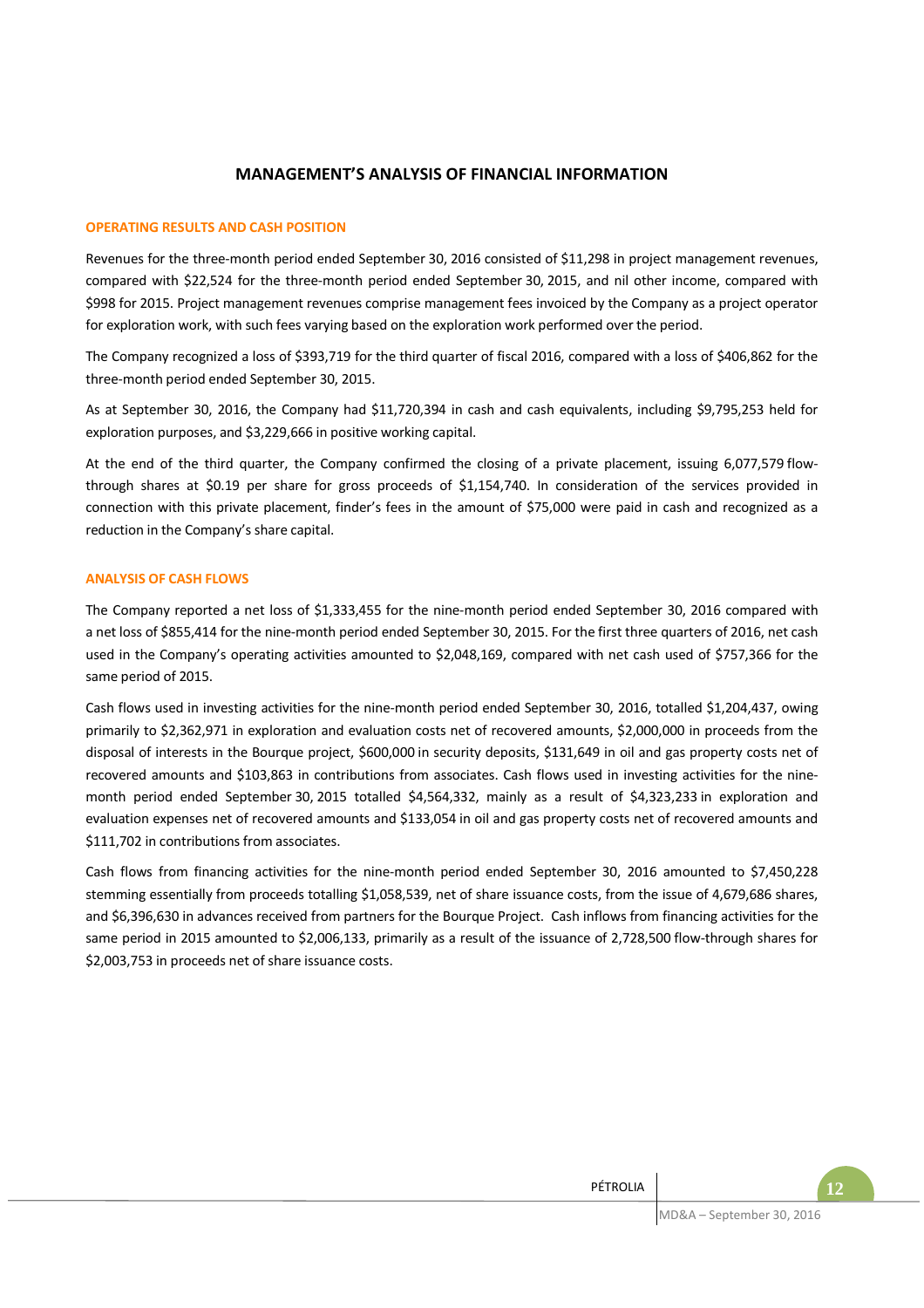# MANAGEMENT'S ANALYSIS OF FINANCIAL INFORMATION

## OPERATING RESULTS AND CASH POSITION

Revenues for the three-month period ended September 30, 2016 consisted of $11,298 in project management revenues, compared with $22,524 for the three-month period ended September 30, 2015, and nil other income, compared with $998 for 2015. Project management revenues comprise management fees invoiced by the Company as a project operator for exploration work, with such fees varying based on the exploration work performed over the period.

The Company recognized a loss of $393,719 for the third quarter of fiscal 2016, compared with a loss of $406,862 for the three-month period ended September 30, 2015.

As at September 30, 2016, the Company had $11,720,394 in cash and cash equivalents, including $9,795,253 held for exploration purposes, and $3,229,666 in positive working capital.

At the end of the third quarter, the Company confirmed the closing of a private placement, issuing 6,077,579 flow-through shares at $0.19 per share for gross proceeds of $1,154,740. In consideration of the services provided in connection with this private placement, finder's fees in the amount of $75,000 were paid in cash and recognized as a reduction in the Company's share capital.

## ANALYSIS OF CASH FLOWS

The Company reported a net loss of $1,333,455 for the nine-month period ended September 30, 2016 compared with a net loss of $855,414 for the nine-month period ended September 30, 2015. For the first three quarters of 2016, net cash used in the Company's operating activities amounted to $2,048,169, compared with net cash used of $757,366 for the same period of 2015.

Cash flows used in investing activities for the nine-month period ended September 30, 2016, totalled $1,204,437, owing primarily to $2,362,971 in exploration and evaluation costs net of recovered amounts, $2,000,000 in proceeds from the disposal of interests in the Bourque project, $600,000 in security deposits, $131,649 in oil and gas property costs net of recovered amounts and $103,863 in contributions from associates. Cash flows used in investing activities for the nine-month period ended September 30, 2015 totalled $4,564,332, mainly as a result of $4,323,233 in exploration and evaluation expenses net of recovered amounts and $133,054 in oil and gas property costs net of recovered amounts and $111,702 in contributions from associates.

Cash flows from financing activities for the nine-month period ended September 30, 2016 amounted to $7,450,228 stemming essentially from proceeds totalling $1,058,539, net of share issuance costs, from the issue of 4,679,686 shares, and $6,396,630 in advances received from partners for the Bourque Project. Cash inflows from financing activities for the same period in 2015 amounted to $2,006,133, primarily as a result of the issuance of 2,728,500 flow-through shares for $2,003,753 in proceeds net of share issuance costs.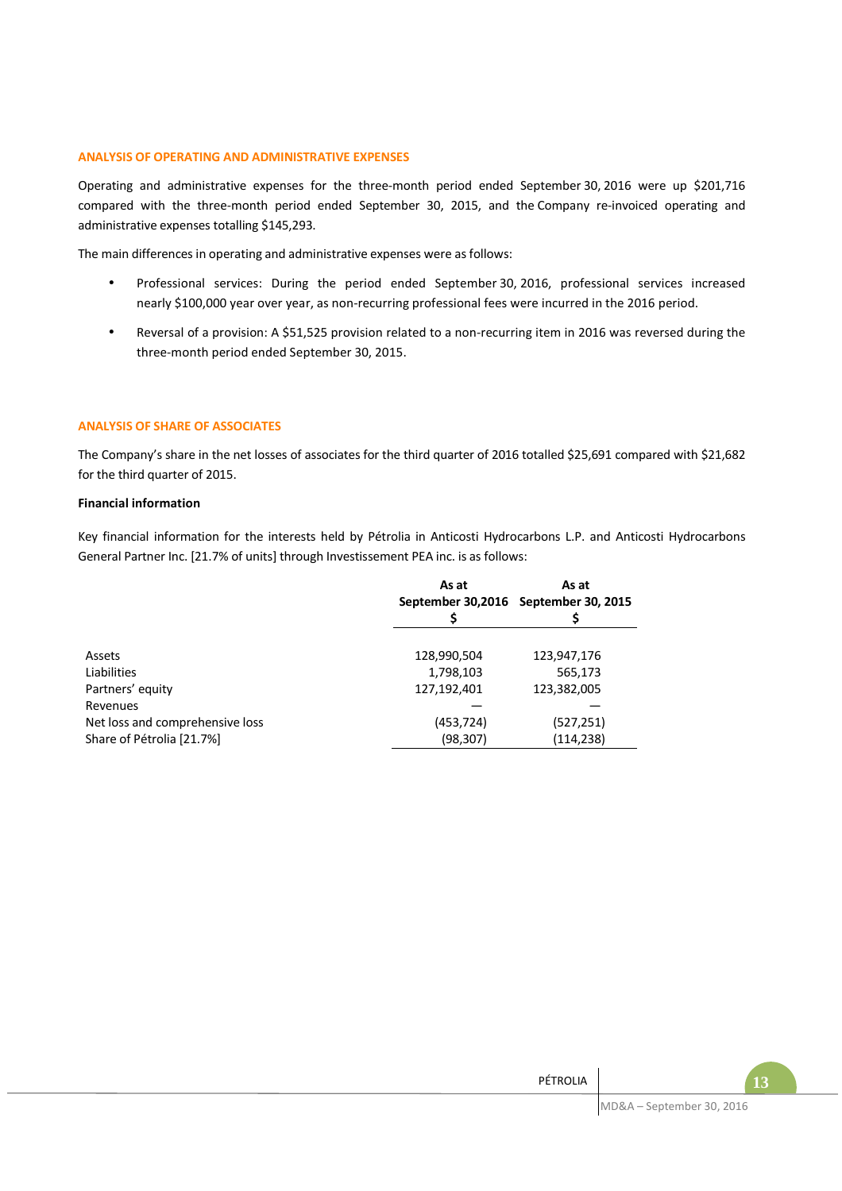## ANALYSIS OF OPERATING AND ADMINISTRATIVE EXPENSES

Operating and administrative expenses for the three-month period ended September 30, 2016 were up $201,716 compared with the three-month period ended September 30, 2015, and the Company re-invoiced operating and administrative expenses totalling $145,293.

The main differences in operating and administrative expenses were as follows:

- Professional services: During the period ended September 30, 2016, professional services increased nearly $100,000 year over year, as non-recurring professional fees were incurred in the 2016 period.
- Reversal of a provision: A $51,525 provision related to a non-recurring item in 2016 was reversed during the three-month period ended September 30, 2015.

## ANALYSIS OF SHARE OF ASSOCIATES

The Company's share in the net losses of associates for the third quarter of 2016 totalled $25,691 compared with $21,682 for the third quarter of 2015.

**Financial information**

Key financial information for the interests held by Pétrolia in Anticosti Hydrocarbons L.P. and Anticosti Hydrocarbons General Partner Inc. [21.7% of units] through Investissement PEA inc. is as follows:

| | As at September 30,2016 $ | As at September 30, 2015 $ |
|---|---|---|
| Assets | 128,990,504 | 123,947,176 |
| Liabilities | 1,798,103 | 565,173 |
| Partners' equity | 127,192,401 | 123,382,005 |
| Revenues | — | — |
| Net loss and comprehensive loss | (453,724) | (527,251) |
| Share of Pétrolia [21.7%] | (98,307) | (114,238) |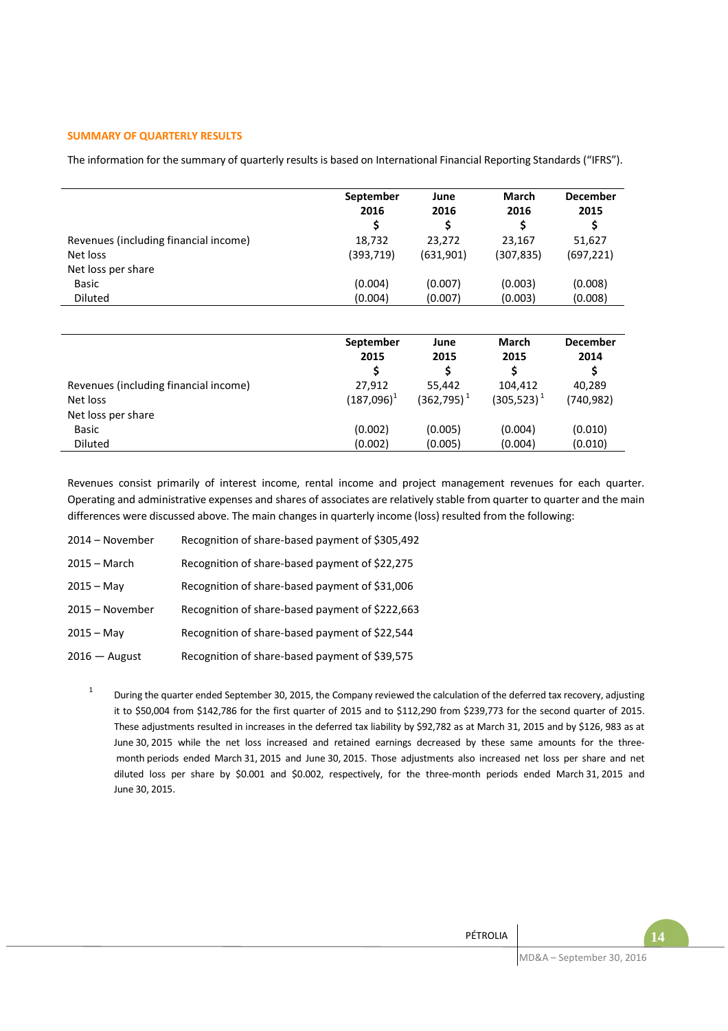## SUMMARY OF QUARTERLY RESULTS

The information for the summary of quarterly results is based on International Financial Reporting Standards ("IFRS").

| | September 2016 | June 2016 | March 2016 | December 2015 |
|---|---|---|---|---|
| | $ | $ | $ | $ |
| Revenues (including financial income) | 18,732 | 23,272 | 23,167 | 51,627 |
| Net loss | (393,719) | (631,901) | (307,835) | (697,221) |
| Net loss per share | | | | |
| Basic | (0.004) | (0.007) | (0.003) | (0.008) |
| Diluted | (0.004) | (0.007) | (0.003) | (0.008) |

| | September 2015 | June 2015 | March 2015 | December 2014 |
|---|---|---|---|---|
| | $ | $ | $ | $ |
| Revenues (including financial income) | 27,912 | 55,442 | 104,412 | 40,289 |
| Net loss | (187,096)[1] | (362,795)[1] | (305,523)[1] | (740,982) |
| Net loss per share | | | | |
| Basic | (0.002) | (0.005) | (0.004) | (0.010) |
| Diluted | (0.002) | (0.005) | (0.004) | (0.010) |

Revenues consist primarily of interest income, rental income and project management revenues for each quarter. Operating and administrative expenses and shares of associates are relatively stable from quarter to quarter and the main differences were discussed above. The main changes in quarterly income (loss) resulted from the following:

| | |
|---|---|
| 2014 – November | Recognition of share-based payment of $305,492 |
| 2015 – March | Recognition of share-based payment of $22,275 |
| 2015 – May | Recognition of share-based payment of $31,006 |
| 2015 – November | Recognition of share-based payment of $222,663 |
| 2015 – May | Recognition of share-based payment of $22,544 |
| 2016 — August | Recognition of share-based payment of $39,575 |

[1] During the quarter ended September 30, 2015, the Company reviewed the calculation of the deferred tax recovery, adjusting it to $50,004 from $142,786 for the first quarter of 2015 and to $112,290 from $239,773 for the second quarter of 2015. These adjustments resulted in increases in the deferred tax liability by $92,782 as at March 31, 2015 and by $126, 983 as at June 30, 2015 while the net loss increased and retained earnings decreased by these same amounts for the three-month periods ended March 31, 2015 and June 30, 2015. Those adjustments also increased net loss per share and net diluted loss per share by $0.001 and $0.002, respectively, for the three-month periods ended March 31, 2015 and June 30, 2015.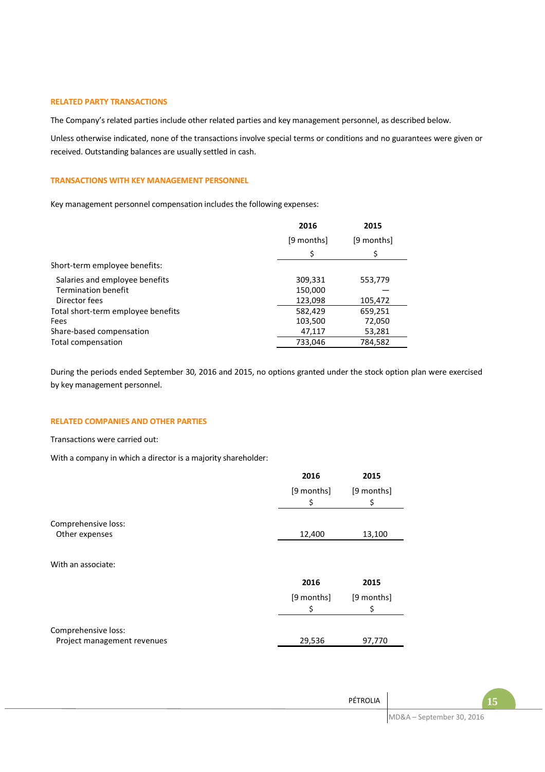## RELATED PARTY TRANSACTIONS

The Company's related parties include other related parties and key management personnel, as described below.

Unless otherwise indicated, none of the transactions involve special terms or conditions and no guarantees were given or received. Outstanding balances are usually settled in cash.

## TRANSACTIONS WITH KEY MANAGEMENT PERSONNEL

Key management personnel compensation includes the following expenses:

| | 2016 [9 months] $ | 2015 [9 months] $ |
|---|---|---|
| Short-term employee benefits: | | |
| Salaries and employee benefits | 309,331 | 553,779 |
| Termination benefit | 150,000 | — |
| Director fees | 123,098 | 105,472 |
| Total short-term employee benefits | 582,429 | 659,251 |
| Fees | 103,500 | 72,050 |
| Share-based compensation | 47,117 | 53,281 |
| Total compensation | 733,046 | 784,582 |

During the periods ended September 30, 2016 and 2015, no options granted under the stock option plan were exercised by key management personnel.

## RELATED COMPANIES AND OTHER PARTIES

Transactions were carried out:

With a company in which a director is a majority shareholder:

| | 2016 [9 months] $ | 2015 [9 months] $ |
|---|---|---|
| Comprehensive loss: | | |
| Other expenses | 12,400 | 13,100 |

With an associate:

| | 2016 [9 months] $ | 2015 [9 months] $ |
|---|---|---|
| Comprehensive loss: | | |
| Project management revenues | 29,536 | 97,770 |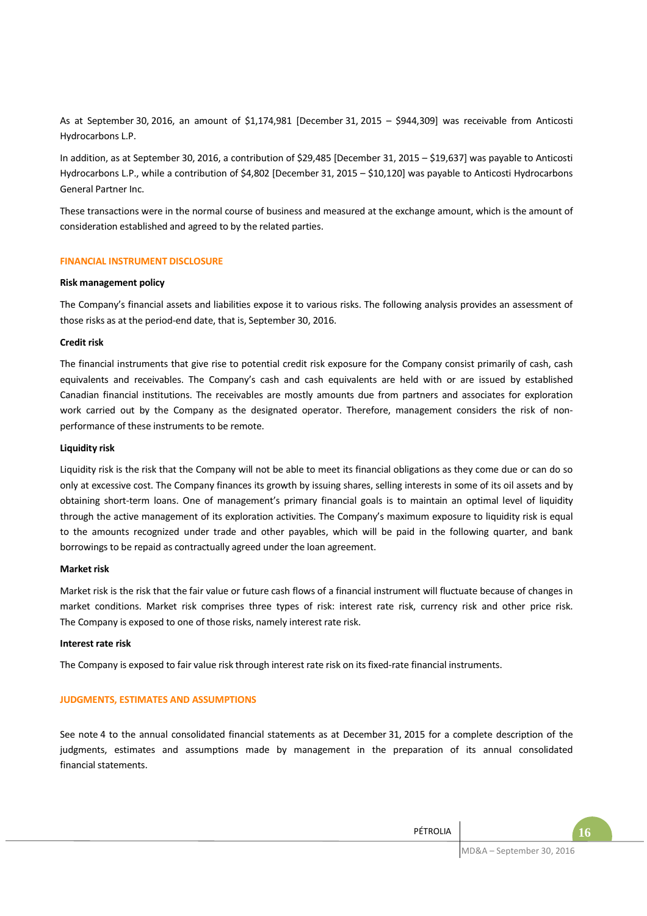As at September 30, 2016, an amount of $1,174,981 [December 31, 2015 – $944,309] was receivable from Anticosti Hydrocarbons L.P.

In addition, as at September 30, 2016, a contribution of $29,485 [December 31, 2015 – $19,637] was payable to Anticosti Hydrocarbons L.P., while a contribution of $4,802 [December 31, 2015 – $10,120] was payable to Anticosti Hydrocarbons General Partner Inc.

These transactions were in the normal course of business and measured at the exchange amount, which is the amount of consideration established and agreed to by the related parties.

## FINANCIAL INSTRUMENT DISCLOSURE

### Risk management policy

The Company's financial assets and liabilities expose it to various risks. The following analysis provides an assessment of those risks as at the period-end date, that is, September 30, 2016.

### Credit risk

The financial instruments that give rise to potential credit risk exposure for the Company consist primarily of cash, cash equivalents and receivables. The Company's cash and cash equivalents are held with or are issued by established Canadian financial institutions. The receivables are mostly amounts due from partners and associates for exploration work carried out by the Company as the designated operator. Therefore, management considers the risk of non-performance of these instruments to be remote.

### Liquidity risk

Liquidity risk is the risk that the Company will not be able to meet its financial obligations as they come due or can do so only at excessive cost. The Company finances its growth by issuing shares, selling interests in some of its oil assets and by obtaining short-term loans. One of management's primary financial goals is to maintain an optimal level of liquidity through the active management of its exploration activities. The Company's maximum exposure to liquidity risk is equal to the amounts recognized under trade and other payables, which will be paid in the following quarter, and bank borrowings to be repaid as contractually agreed under the loan agreement.

### Market risk

Market risk is the risk that the fair value or future cash flows of a financial instrument will fluctuate because of changes in market conditions. Market risk comprises three types of risk: interest rate risk, currency risk and other price risk. The Company is exposed to one of those risks, namely interest rate risk.

### Interest rate risk

The Company is exposed to fair value risk through interest rate risk on its fixed-rate financial instruments.

## JUDGMENTS, ESTIMATES AND ASSUMPTIONS

See note 4 to the annual consolidated financial statements as at December 31, 2015 for a complete description of the judgments, estimates and assumptions made by management in the preparation of its annual consolidated financial statements.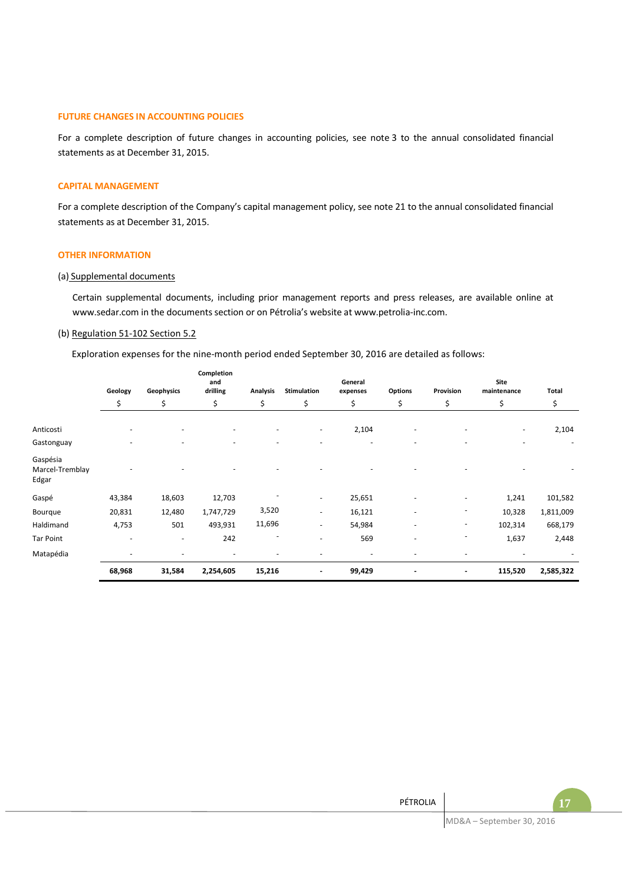### FUTURE CHANGES IN ACCOUNTING POLICIES

For a complete description of future changes in accounting policies, see note 3 to the annual consolidated financial statements as at December 31, 2015.

### CAPITAL MANAGEMENT

For a complete description of the Company's capital management policy, see note 21 to the annual consolidated financial statements as at December 31, 2015.

### OTHER INFORMATION

(a) Supplemental documents

Certain supplemental documents, including prior management reports and press releases, are available online at www.sedar.com in the documents section or on Pétrolia's website at www.petrolia-inc.com.

(b) Regulation 51-102 Section 5.2

Exploration expenses for the nine-month period ended September 30, 2016 are detailed as follows:

| | Geology | Geophysics | Completion and drilling | Analysis | Stimulation | General expenses | Options | Provision | Site maintenance | Total |
|---|---|---|---|---|---|---|---|---|---|---|
| | $ | $ | $ | $ | $ | $ | $ | $ | $ | $ |
| Anticosti | - | - | - | - | - | 2,104 | - | - | - | 2,104 |
| Gastonguay | - | - | - | - | - | - | - | - | - | - |
| Gaspésia Marcel-Tremblay Edgar | - | - | - | - | - | - | - | - | - | - |
| Gaspé | 43,384 | 18,603 | 12,703 | - | - | 25,651 | - | - | 1,241 | 101,582 |
| Bourque | 20,831 | 12,480 | 1,747,729 | 3,520 | - | 16,121 | - | - | 10,328 | 1,811,009 |
| Haldimand | 4,753 | 501 | 493,931 | 11,696 | - | 54,984 | - | - | 102,314 | 668,179 |
| Tar Point | - | - | 242 | - | - | 569 | - | - | 1,637 | 2,448 |
| Matapédia | - | - | - | - | - | - | - | - | - | - |
| | **68,968** | **31,584** | **2,254,605** | **15,216** | **-** | **99,429** | **-** | **-** | **115,520** | **2,585,322** |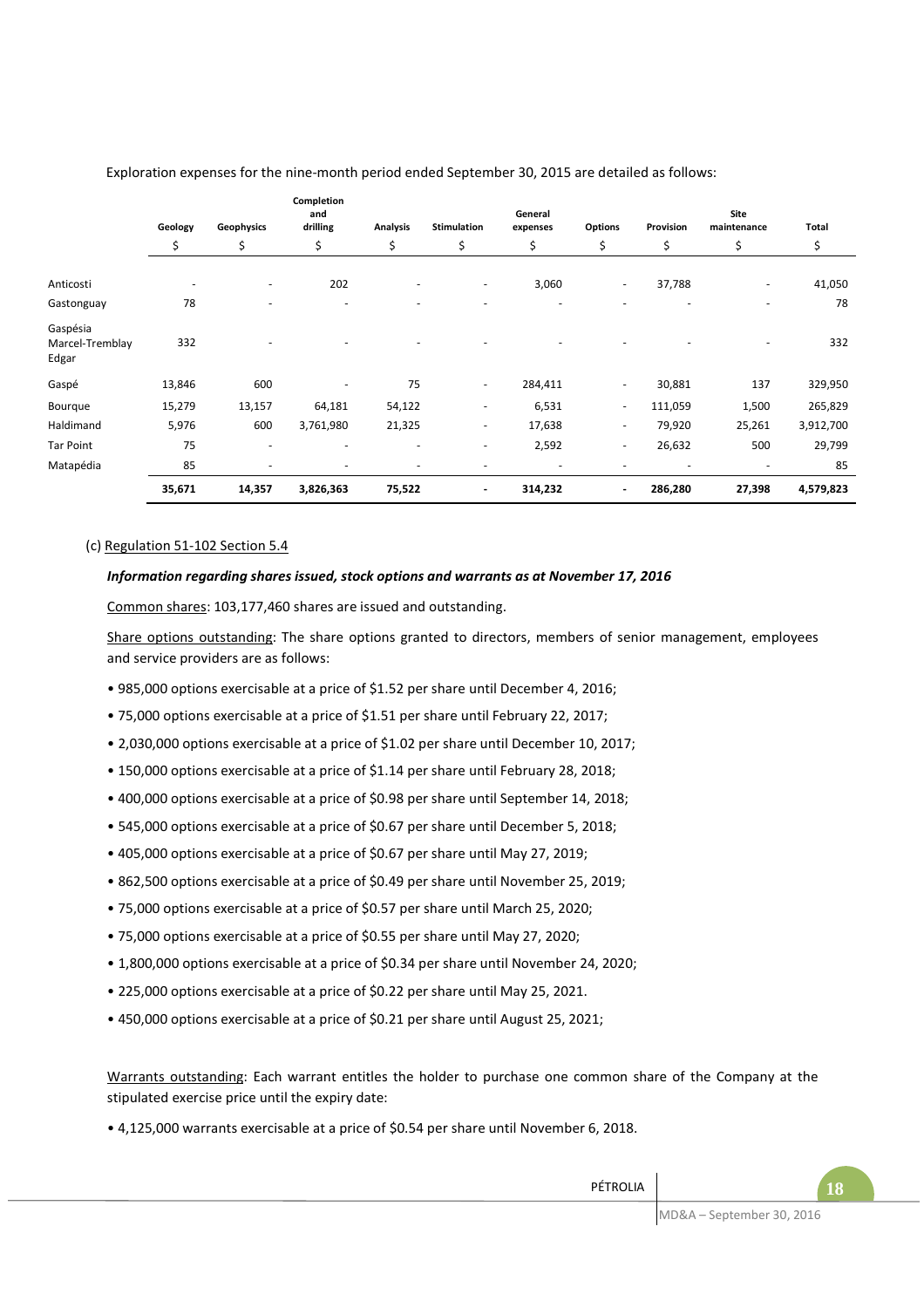Exploration expenses for the nine-month period ended September 30, 2015 are detailed as follows:

| | Geology | Geophysics | Completion and drilling | Analysis | Stimulation | General expenses | Options | Provision | Site maintenance | Total |
|---|---|---|---|---|---|---|---|---|---|---|
| | $ | $ | $ | $ | $ | $ | $ | $ | $ | $ |
| Anticosti | - | - | 202 | - | - | 3,060 | - | 37,788 | - | 41,050 |
| Gastonguay | 78 | - | - | - | - | - | - | - | - | 78 |
| Gaspésia Marcel-Tremblay Edgar | 332 | - | - | - | - | - | - | - | - | 332 |
| Gaspé | 13,846 | 600 | - | 75 | - | 284,411 | - | 30,881 | 137 | 329,950 |
| Bourque | 15,279 | 13,157 | 64,181 | 54,122 | - | 6,531 | - | 111,059 | 1,500 | 265,829 |
| Haldimand | 5,976 | 600 | 3,761,980 | 21,325 | - | 17,638 | - | 79,920 | 25,261 | 3,912,700 |
| Tar Point | 75 | - | - | - | - | 2,592 | - | 26,632 | 500 | 29,799 |
| Matapédia | 85 | - | - | - | - | - | - | - | - | 85 |
| | **35,671** | **14,357** | **3,826,363** | **75,522** | **-** | **314,232** | **-** | **286,280** | **27,398** | **4,579,823** |

(c) Regulation 51-102 Section 5.4

***Information regarding shares issued, stock options and warrants as at November 17, 2016***

Common shares: 103,177,460 shares are issued and outstanding.

Share options outstanding: The share options granted to directors, members of senior management, employees and service providers are as follows:

- 985,000 options exercisable at a price of $1.52 per share until December 4, 2016;
- 75,000 options exercisable at a price of $1.51 per share until February 22, 2017;
- 2,030,000 options exercisable at a price of $1.02 per share until December 10, 2017;
- 150,000 options exercisable at a price of $1.14 per share until February 28, 2018;
- 400,000 options exercisable at a price of $0.98 per share until September 14, 2018;
- 545,000 options exercisable at a price of $0.67 per share until December 5, 2018;
- 405,000 options exercisable at a price of $0.67 per share until May 27, 2019;
- 862,500 options exercisable at a price of $0.49 per share until November 25, 2019;
- 75,000 options exercisable at a price of $0.57 per share until March 25, 2020;
- 75,000 options exercisable at a price of $0.55 per share until May 27, 2020;
- 1,800,000 options exercisable at a price of $0.34 per share until November 24, 2020;
- 225,000 options exercisable at a price of $0.22 per share until May 25, 2021.
- 450,000 options exercisable at a price of $0.21 per share until August 25, 2021;

Warrants outstanding: Each warrant entitles the holder to purchase one common share of the Company at the stipulated exercise price until the expiry date:

- 4,125,000 warrants exercisable at a price of $0.54 per share until November 6, 2018.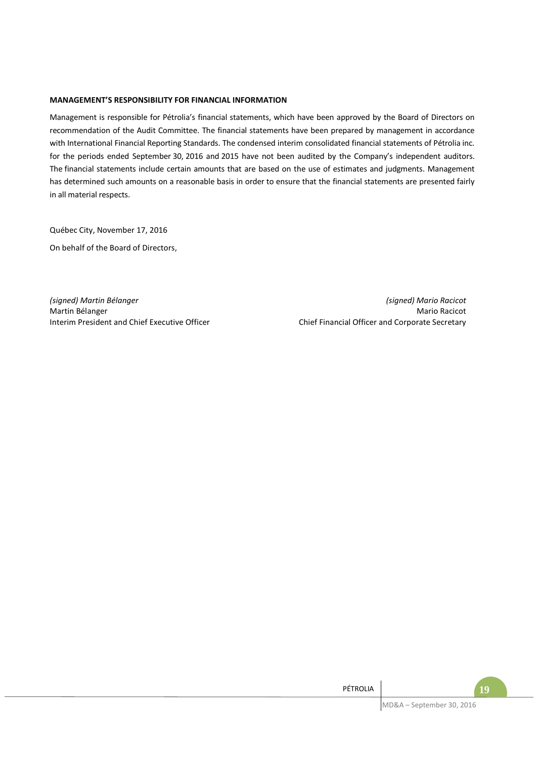**MANAGEMENT'S RESPONSIBILITY FOR FINANCIAL INFORMATION**

Management is responsible for Pétrolia's financial statements, which have been approved by the Board of Directors on recommendation of the Audit Committee. The financial statements have been prepared by management in accordance with International Financial Reporting Standards. The condensed interim consolidated financial statements of Pétrolia inc. for the periods ended September 30, 2016 and 2015 have not been audited by the Company's independent auditors. The financial statements include certain amounts that are based on the use of estimates and judgments. Management has determined such amounts on a reasonable basis in order to ensure that the financial statements are presented fairly in all material respects.

Québec City, November 17, 2016

On behalf of the Board of Directors,

*(signed) Martin Bélanger*
Martin Bélanger
Interim President and Chief Executive Officer

*(signed) Mario Racicot*
Mario Racicot
Chief Financial Officer and Corporate Secretary